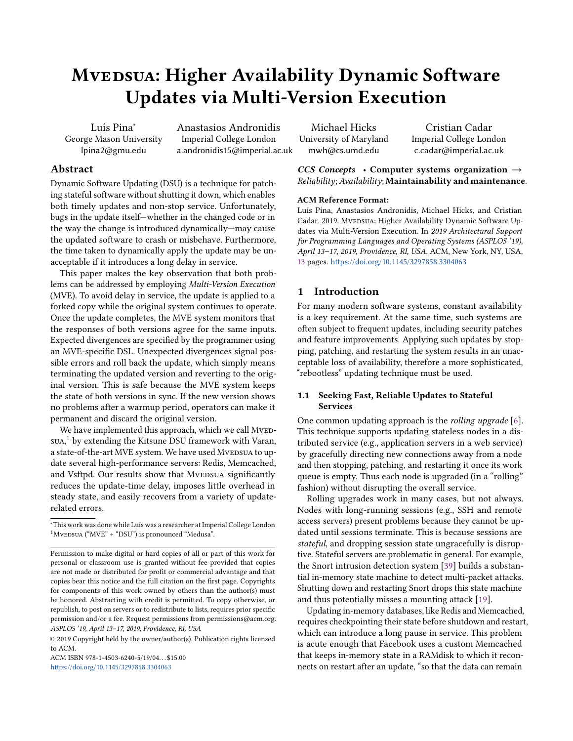# Mvedsua: Higher Availability Dynamic Software Updates via Multi-Version Execution

Luís Pina* — George Mason University — lpina2@gmu.edu

Anastasios Andronidis — Imperial College London — a.andronidis15@imperial.ac.uk

Michael Hicks — University of Maryland — mwh@cs.umd.edu

Cristian Cadar — Imperial College London — c.cadar@imperial.ac.uk

## Abstract

Dynamic Software Updating (DSU) is a technique for patching stateful software without shutting it down, which enables both timely updates and non-stop service. Unfortunately, bugs in the update itself—whether in the changed code or in the way the change is introduced dynamically—may cause the updated software to crash or misbehave. Furthermore, the time taken to dynamically apply the update may be unacceptable if it introduces a long delay in service.

This paper makes the key observation that both problems can be addressed by employing *Multi-Version Execution* (MVE). To avoid delay in service, the update is applied to a forked copy while the original system continues to operate. Once the update completes, the MVE system monitors that the responses of both versions agree for the same inputs. Expected divergences are specified by the programmer using an MVE-specific DSL. Unexpected divergences signal possible errors and roll back the update, which simply means terminating the updated version and reverting to the original version. This is safe because the MVE system keeps the state of both versions in sync. If the new version shows no problems after a warmup period, operators can make it permanent and discard the original version.

We have implemented this approach, which we call Mvedsua,[1] by extending the Kitsune DSU framework with Varan, a state-of-the-art MVE system. We have used Mvedsua to update several high-performance servers: Redis, Memcached, and Vsftpd. Our results show that Mvedsua significantly reduces the update-time delay, imposes little overhead in steady state, and easily recovers from a variety of update-related errors.

*This work was done while Luís was a researcher at Imperial College London
[1] Mvedsua ("MVE" + "DSU") is pronounced "Medusa".

Permission to make digital or hard copies of all or part of this work for personal or classroom use is granted without fee provided that copies are not made or distributed for profit or commercial advantage and that copies bear this notice and the full citation on the first page. Copyrights for components of this work owned by others than the author(s) must be honored. Abstracting with credit is permitted. To copy otherwise, or republish, to post on servers or to redistribute to lists, requires prior specific permission and/or a fee. Request permissions from permissions@acm.org.
*ASPLOS '19, April 13–17, 2019, Providence, RI, USA*
© 2019 Copyright held by the owner/author(s). Publication rights licensed to ACM.
ACM ISBN 978-1-4503-6240-5/19/04…$15.00
https://doi.org/10.1145/3297858.3304063

***CCS Concepts*** • **Computer systems organization** → *Reliability*; *Availability*; **Maintainability and maintenance**.

**ACM Reference Format:**
Luís Pina, Anastasios Andronidis, Michael Hicks, and Cristian Cadar. 2019. Mvedsua: Higher Availability Dynamic Software Updates via Multi-Version Execution. In *2019 Architectural Support for Programming Languages and Operating Systems (ASPLOS '19), April 13–17, 2019, Providence, RI, USA.* ACM, New York, NY, USA, 13 pages. https://doi.org/10.1145/3297858.3304063

## 1 Introduction

For many modern software systems, constant availability is a key requirement. At the same time, such systems are often subject to frequent updates, including security patches and feature improvements. Applying such updates by stopping, patching, and restarting the system results in an unacceptable loss of availability, therefore a more sophisticated, "rebootless" updating technique must be used.

### 1.1 Seeking Fast, Reliable Updates to Stateful Services

One common updating approach is the *rolling upgrade* [6]. This technique supports updating stateless nodes in a distributed service (e.g., application servers in a web service) by gracefully directing new connections away from a node and then stopping, patching, and restarting it once its work queue is empty. Thus each node is upgraded (in a "rolling" fashion) without disrupting the overall service.

Rolling upgrades work in many cases, but not always. Nodes with long-running sessions (e.g., SSH and remote access servers) present problems because they cannot be updated until sessions terminate. This is because sessions are *stateful*, and dropping session state ungracefully is disruptive. Stateful servers are problematic in general. For example, the Snort intrusion detection system [39] builds a substantial in-memory state machine to detect multi-packet attacks. Shutting down and restarting Snort drops this state machine and thus potentially misses a mounting attack [19].

Updating in-memory databases, like Redis and Memcached, requires checkpointing their state before shutdown and restart, which can introduce a long pause in service. This problem is acute enough that Facebook uses a custom Memcached that keeps in-memory state in a RAMdisk to which it reconnects on restart after an update, "so that the data can remain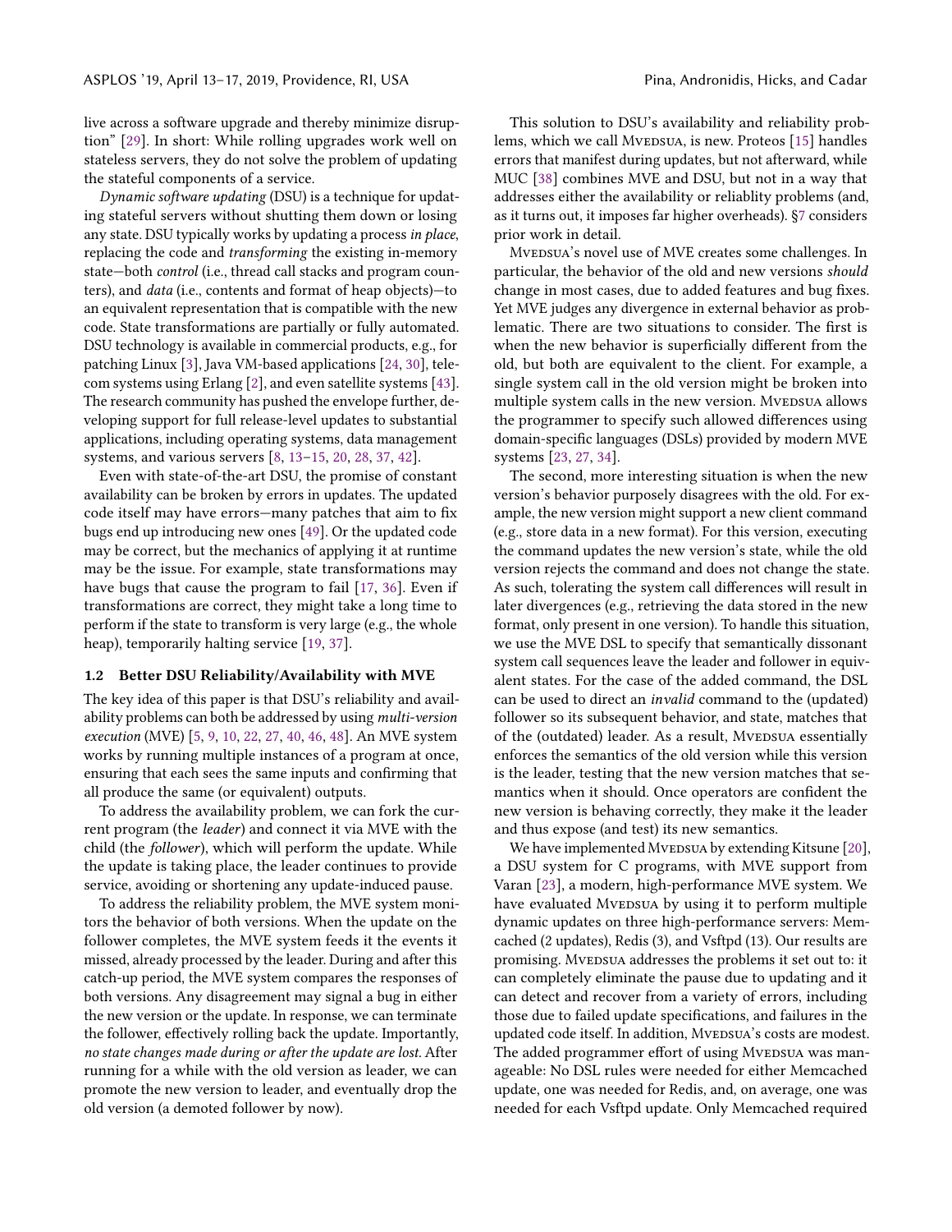live across a software upgrade and thereby minimize disruption" [29]. In short: While rolling upgrades work well on stateless servers, they do not solve the problem of updating the stateful components of a service.

*Dynamic software updating* (DSU) is a technique for updating stateful servers without shutting them down or losing any state. DSU typically works by updating a process *in place*, replacing the code and *transforming* the existing in-memory state—both *control* (i.e., thread call stacks and program counters), and *data* (i.e., contents and format of heap objects)—to an equivalent representation that is compatible with the new code. State transformations are partially or fully automated. DSU technology is available in commercial products, e.g., for patching Linux [3], Java VM-based applications [24, 30], telecom systems using Erlang [2], and even satellite systems [43]. The research community has pushed the envelope further, developing support for full release-level updates to substantial applications, including operating systems, data management systems, and various servers [8, 13–15, 20, 28, 37, 42].

Even with state-of-the-art DSU, the promise of constant availability can be broken by errors in updates. The updated code itself may have errors—many patches that aim to fix bugs end up introducing new ones [49]. Or the updated code may be correct, but the mechanics of applying it at runtime may be the issue. For example, state transformations may have bugs that cause the program to fail [17, 36]. Even if transformations are correct, they might take a long time to perform if the state to transform is very large (e.g., the whole heap), temporarily halting service [19, 37].

### 1.2 Better DSU Reliability/Availability with MVE

The key idea of this paper is that DSU's reliability and availability problems can both be addressed by using *multi-version execution* (MVE) [5, 9, 10, 22, 27, 40, 46, 48]. An MVE system works by running multiple instances of a program at once, ensuring that each sees the same inputs and confirming that all produce the same (or equivalent) outputs.

To address the availability problem, we can fork the current program (the *leader*) and connect it via MVE with the child (the *follower*), which will perform the update. While the update is taking place, the leader continues to provide service, avoiding or shortening any update-induced pause.

To address the reliability problem, the MVE system monitors the behavior of both versions. When the update on the follower completes, the MVE system feeds it the events it missed, already processed by the leader. During and after this catch-up period, the MVE system compares the responses of both versions. Any disagreement may signal a bug in either the new version or the update. In response, we can terminate the follower, effectively rolling back the update. Importantly, *no state changes made during or after the update are lost.* After running for a while with the old version as leader, we can promote the new version to leader, and eventually drop the old version (a demoted follower by now).

This solution to DSU's availability and reliability problems, which we call Mvedsua, is new. Proteos [15] handles errors that manifest during updates, but not afterward, while MUC [38] combines MVE and DSU, but not in a way that addresses either the availability or reliablity problems (and, as it turns out, it imposes far higher overheads). §7 considers prior work in detail.

Mvedsua's novel use of MVE creates some challenges. In particular, the behavior of the old and new versions *should* change in most cases, due to added features and bug fixes. Yet MVE judges any divergence in external behavior as problematic. There are two situations to consider. The first is when the new behavior is superficially different from the old, but both are equivalent to the client. For example, a single system call in the old version might be broken into multiple system calls in the new version. Mvedsua allows the programmer to specify such allowed differences using domain-specific languages (DSLs) provided by modern MVE systems [23, 27, 34].

The second, more interesting situation is when the new version's behavior purposely disagrees with the old. For example, the new version might support a new client command (e.g., store data in a new format). For this version, executing the command updates the new version's state, while the old version rejects the command and does not change the state. As such, tolerating the system call differences will result in later divergences (e.g., retrieving the data stored in the new format, only present in one version). To handle this situation, we use the MVE DSL to specify that semantically dissonant system call sequences leave the leader and follower in equivalent states. For the case of the added command, the DSL can be used to direct an *invalid* command to the (updated) follower so its subsequent behavior, and state, matches that of the (outdated) leader. As a result, Mvedsua essentially enforces the semantics of the old version while this version is the leader, testing that the new version matches that semantics when it should. Once operators are confident the new version is behaving correctly, they make it the leader and thus expose (and test) its new semantics.

We have implemented Mvedsua by extending Kitsune [20], a DSU system for C programs, with MVE support from Varan [23], a modern, high-performance MVE system. We have evaluated Mvedsua by using it to perform multiple dynamic updates on three high-performance servers: Memcached (2 updates), Redis (3), and Vsftpd (13). Our results are promising. Mvedsua addresses the problems it set out to: it can completely eliminate the pause due to updating and it can detect and recover from a variety of errors, including those due to failed update specifications, and failures in the updated code itself. In addition, Mvedsua's costs are modest. The added programmer effort of using Mvedsua was manageable: No DSL rules were needed for either Memcached update, one was needed for Redis, and, on average, one was needed for each Vsftpd update. Only Memcached required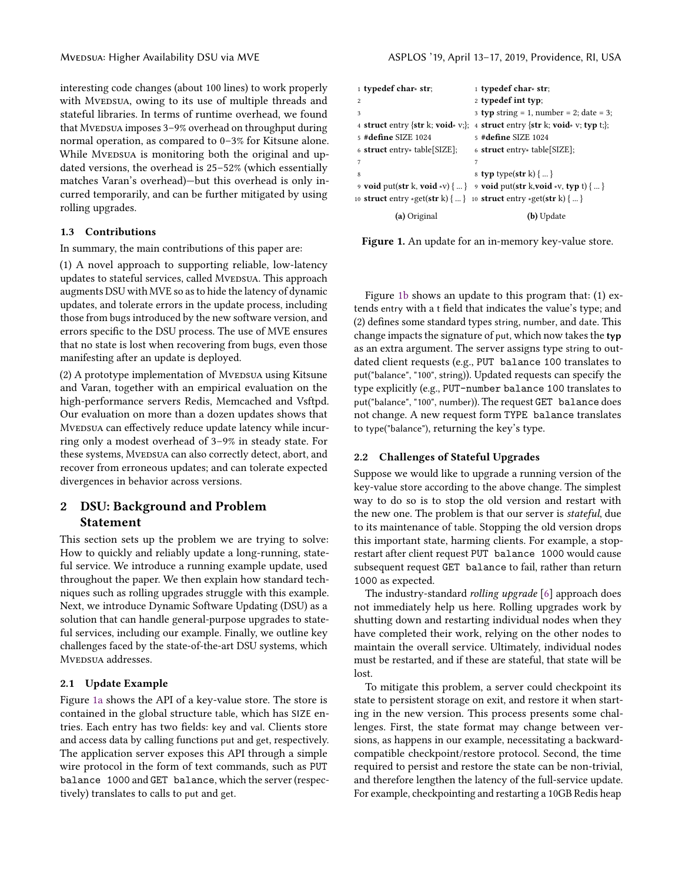interesting code changes (about 100 lines) to work properly with Mvedsua, owing to its use of multiple threads and stateful libraries. In terms of runtime overhead, we found that Mvedsua imposes 3–9% overhead on throughput during normal operation, as compared to 0–3% for Kitsune alone. While Mvedsua is monitoring both the original and updated versions, the overhead is 25–52% (which essentially matches Varan's overhead)—but this overhead is only incurred temporarily, and can be further mitigated by using rolling upgrades.

### 1.3 Contributions

In summary, the main contributions of this paper are:

(1) A novel approach to supporting reliable, low-latency updates to stateful services, called Mvedsua. This approach augments DSU with MVE so as to hide the latency of dynamic updates, and tolerate errors in the update process, including those from bugs introduced by the new software version, and errors specific to the DSU process. The use of MVE ensures that no state is lost when recovering from bugs, even those manifesting after an update is deployed.

(2) A prototype implementation of Mvedsua using Kitsune and Varan, together with an empirical evaluation on the high-performance servers Redis, Memcached and Vsftpd. Our evaluation on more than a dozen updates shows that Mvedsua can effectively reduce update latency while incurring only a modest overhead of 3–9% in steady state. For these systems, Mvedsua can also correctly detect, abort, and recover from erroneous updates; and can tolerate expected divergences in behavior across versions.

## 2 DSU: Background and Problem Statement

This section sets up the problem we are trying to solve: How to quickly and reliably update a long-running, stateful service. We introduce a running example update, used throughout the paper. We then explain how standard techniques such as rolling upgrades struggle with this example. Next, we introduce Dynamic Software Updating (DSU) as a solution that can handle general-purpose upgrades to stateful services, including our example. Finally, we outline key challenges faced by the state-of-the-art DSU systems, which Mvedsua addresses.

### 2.1 Update Example

Figure 1a shows the API of a key-value store. The store is contained in the global structure table, which has SIZE entries. Each entry has two fields: key and val. Clients store and access data by calling functions put and get, respectively. The application server exposes this API through a simple wire protocol in the form of text commands, such as `PUT balance 1000` and `GET balance`, which the server (respectively) translates to calls to put and get.

```
1  typedef char* str;
2
3
4  struct entry {str k; void* v;};
5  #define SIZE 1024
6  struct entry* table[SIZE];
7
8
9  void put(str k, void *v) { ... }
10 struct entry *get(str k) { ... }
```

(a) Original

```
1  typedef char* str;
2  typedef int typ;
3  typ string = 1, number = 2; date = 3;
4  struct entry {str k; void* v; typ t;};
5  #define SIZE 1024
6  struct entry* table[SIZE];
7
8  typ type(str k) { ... }
9  void put(str k,void *v, typ t) { ... }
10 struct entry *get(str k) { ... }
```

(b) Update

**Figure 1.** An update for an in-memory key-value store.

Figure 1b shows an update to this program that: (1) extends entry with a t field that indicates the value's type; and (2) defines some standard types string, number, and date. This change impacts the signature of put, which now takes the **typ** as an extra argument. The server assigns type string to outdated client requests (e.g., `PUT balance 100` translates to put("balance", "100", string)). Updated requests can specify the type explicitly (e.g., `PUT-number balance 100` translates to put("balance", "100", number)). The request `GET balance` does not change. A new request form `TYPE balance` translates to type("balance"), returning the key's type.

### 2.2 Challenges of Stateful Upgrades

Suppose we would like to upgrade a running version of the key-value store according to the above change. The simplest way to do so is to stop the old version and restart with the new one. The problem is that our server is *stateful*, due to its maintenance of table. Stopping the old version drops this important state, harming clients. For example, a stop-restart after client request `PUT balance 1000` would cause subsequent request `GET balance` to fail, rather than return 1000 as expected.

The industry-standard *rolling upgrade* [6] approach does not immediately help us here. Rolling upgrades work by shutting down and restarting individual nodes when they have completed their work, relying on the other nodes to maintain the overall service. Ultimately, individual nodes must be restarted, and if these are stateful, that state will be lost.

To mitigate this problem, a server could checkpoint its state to persistent storage on exit, and restore it when starting in the new version. This process presents some challenges. First, the state format may change between versions, as happens in our example, necessitating a backward-compatible checkpoint/restore protocol. Second, the time required to persist and restore the state can be non-trivial, and therefore lengthen the latency of the full-service update. For example, checkpointing and restarting a 10GB Redis heap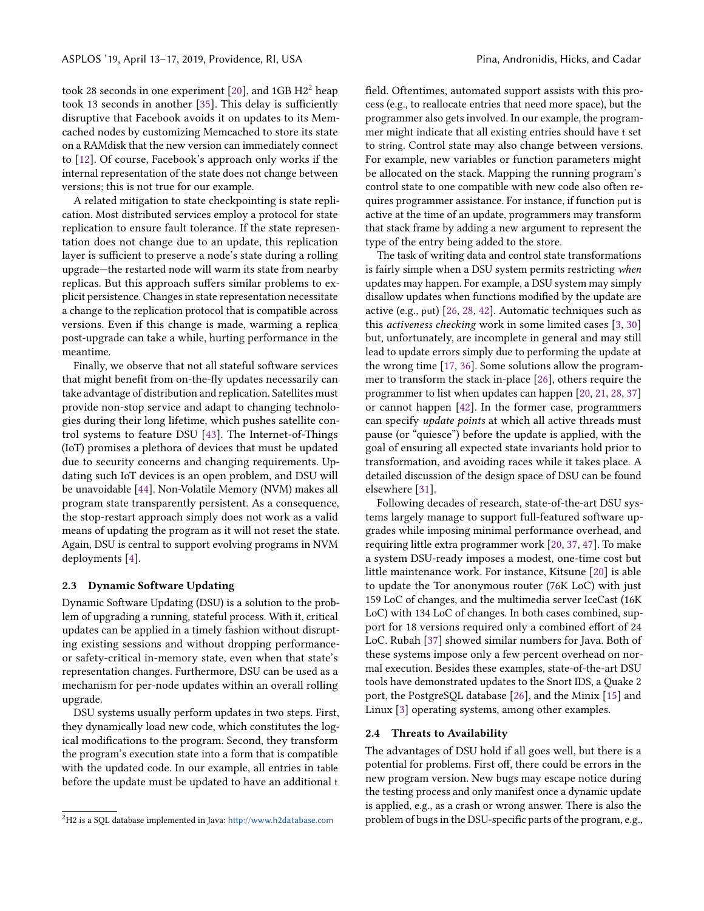took 28 seconds in one experiment [20], and 1GB H2[2] heap took 13 seconds in another [35]. This delay is sufficiently disruptive that Facebook avoids it on updates to its Memcached nodes by customizing Memcached to store its state on a RAMdisk that the new version can immediately connect to [12]. Of course, Facebook's approach only works if the internal representation of the state does not change between versions; this is not true for our example.

A related mitigation to state checkpointing is state replication. Most distributed services employ a protocol for state replication to ensure fault tolerance. If the state representation does not change due to an update, this replication layer is sufficient to preserve a node's state during a rolling upgrade—the restarted node will warm its state from nearby replicas. But this approach suffers similar problems to explicit persistence. Changes in state representation necessitate a change to the replication protocol that is compatible across versions. Even if this change is made, warming a replica post-upgrade can take a while, hurting performance in the meantime.

Finally, we observe that not all stateful software services that might benefit from on-the-fly updates necessarily can take advantage of distribution and replication. Satellites must provide non-stop service and adapt to changing technologies during their long lifetime, which pushes satellite control systems to feature DSU [43]. The Internet-of-Things (IoT) promises a plethora of devices that must be updated due to security concerns and changing requirements. Updating such IoT devices is an open problem, and DSU will be unavoidable [44]. Non-Volatile Memory (NVM) makes all program state transparently persistent. As a consequence, the stop-restart approach simply does not work as a valid means of updating the program as it will not reset the state. Again, DSU is central to support evolving programs in NVM deployments [4].

### 2.3 Dynamic Software Updating

Dynamic Software Updating (DSU) is a solution to the problem of upgrading a running, stateful process. With it, critical updates can be applied in a timely fashion without disrupting existing sessions and without dropping performance- or safety-critical in-memory state, even when that state's representation changes. Furthermore, DSU can be used as a mechanism for per-node updates within an overall rolling upgrade.

DSU systems usually perform updates in two steps. First, they dynamically load new code, which constitutes the logical modifications to the program. Second, they transform the program's execution state into a form that is compatible with the updated code. In our example, all entries in table before the update must be updated to have an additional t field. Oftentimes, automated support assists with this process (e.g., to reallocate entries that need more space), but the programmer also gets involved. In our example, the programmer might indicate that all existing entries should have t set to string. Control state may also change between versions. For example, new variables or function parameters might be allocated on the stack. Mapping the running program's control state to one compatible with new code also often requires programmer assistance. For instance, if function put is active at the time of an update, programmers may transform that stack frame by adding a new argument to represent the type of the entry being added to the store.

The task of writing data and control state transformations is fairly simple when a DSU system permits restricting *when* updates may happen. For example, a DSU system may simply disallow updates when functions modified by the update are active (e.g., put) [26, 28, 42]. Automatic techniques such as this *activeness checking* work in some limited cases [3, 30] but, unfortunately, are incomplete in general and may still lead to update errors simply due to performing the update at the wrong time [17, 36]. Some solutions allow the programmer to transform the stack in-place [26], others require the programmer to list when updates can happen [20, 21, 28, 37] or cannot happen [42]. In the former case, programmers can specify *update points* at which all active threads must pause (or "quiesce") before the update is applied, with the goal of ensuring all expected state invariants hold prior to transformation, and avoiding races while it takes place. A detailed discussion of the design space of DSU can be found elsewhere [31].

Following decades of research, state-of-the-art DSU systems largely manage to support full-featured software upgrades while imposing minimal performance overhead, and requiring little extra programmer work [20, 37, 47]. To make a system DSU-ready imposes a modest, one-time cost but little maintenance work. For instance, Kitsune [20] is able to update the Tor anonymous router (76K LoC) with just 159 LoC of changes, and the multimedia server IceCast (16K LoC) with 134 LoC of changes. In both cases combined, support for 18 versions required only a combined effort of 24 LoC. Rubah [37] showed similar numbers for Java. Both of these systems impose only a few percent overhead on normal execution. Besides these examples, state-of-the-art DSU tools have demonstrated updates to the Snort IDS, a Quake 2 port, the PostgreSQL database [26], and the Minix [15] and Linux [3] operating systems, among other examples.

### 2.4 Threats to Availability

The advantages of DSU hold if all goes well, but there is a potential for problems. First off, there could be errors in the new program version. New bugs may escape notice during the testing process and only manifest once a dynamic update is applied, e.g., as a crash or wrong answer. There is also the problem of bugs in the DSU-specific parts of the program, e.g.,

[2] H2 is a SQL database implemented in Java: http://www.h2database.com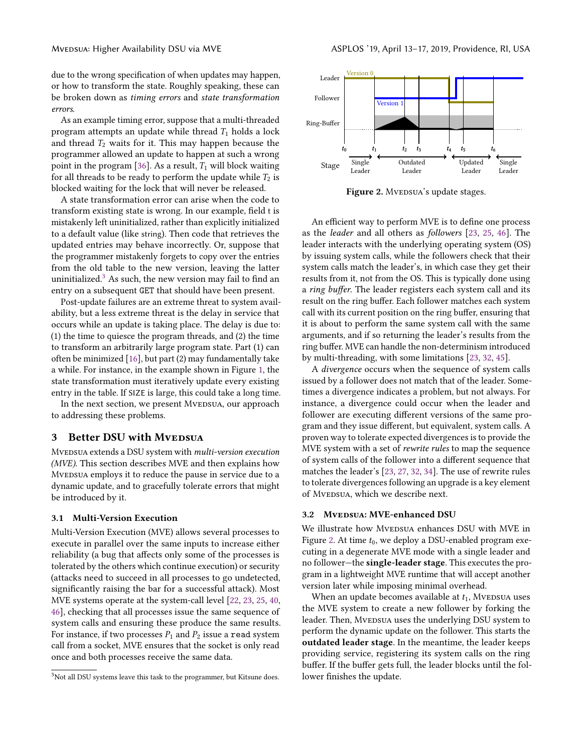due to the wrong specification of when updates may happen, or how to transform the state. Roughly speaking, these can be broken down as *timing errors* and *state transformation errors*.

As an example timing error, suppose that a multi-threaded program attempts an update while thread $T_1$ holds a lock and thread $T_2$ waits for it. This may happen because the programmer allowed an update to happen at such a wrong point in the program [36]. As a result, $T_1$ will block waiting for all threads to be ready to perform the update while $T_2$ is blocked waiting for the lock that will never be released.

A state transformation error can arise when the code to transform existing state is wrong. In our example, field t is mistakenly left uninitialized, rather than explicitly initialized to a default value (like string). Then code that retrieves the updated entries may behave incorrectly. Or, suppose that the programmer mistakenly forgets to copy over the entries from the old table to the new version, leaving the latter uninitialized.[3] As such, the new version may fail to find an entry on a subsequent GET that should have been present.

Post-update failures are an extreme threat to system availability, but a less extreme threat is the delay in service that occurs while an update is taking place. The delay is due to: (1) the time to quiesce the program threads, and (2) the time to transform an arbitrarily large program state. Part (1) can often be minimized [16], but part (2) may fundamentally take a while. For instance, in the example shown in Figure 1, the state transformation must iteratively update every existing entry in the table. If SIZE is large, this could take a long time.

In the next section, we present Mvedsua, our approach to addressing these problems.

## 3 Better DSU with Mvedsua

Mvedsua extends a DSU system with *multi-version execution (MVE)*. This section describes MVE and then explains how Mvedsua employs it to reduce the pause in service due to a dynamic update, and to gracefully tolerate errors that might be introduced by it.

### 3.1 Multi-Version Execution

Multi-Version Execution (MVE) allows several processes to execute in parallel over the same inputs to increase either reliability (a bug that affects only some of the processes is tolerated by the others which continue execution) or security (attacks need to succeed in all processes to go undetected, significantly raising the bar for a successful attack). Most MVE systems operate at the system-call level [22, 23, 25, 40, 46], checking that all processes issue the same sequence of system calls and ensuring these produce the same results. For instance, if two processes $P_1$ and $P_2$ issue a `read` system call from a socket, MVE ensures that the socket is only read once and both processes receive the same data.

[3] Not all DSU systems leave this task to the programmer, but Kitsune does.

Figure 2. Mvedsua's update stages.

An efficient way to perform MVE is to define one process as the *leader* and all others as *followers* [23, 25, 46]. The leader interacts with the underlying operating system (OS) by issuing system calls, while the followers check that their system calls match the leader's, in which case they get their results from it, not from the OS. This is typically done using a *ring buffer*. The leader registers each system call and its result on the ring buffer. Each follower matches each system call with its current position on the ring buffer, ensuring that it is about to perform the same system call with the same arguments, and if so returning the leader's results from the ring buffer. MVE can handle the non-determinism introduced by multi-threading, with some limitations [23, 32, 45].

A *divergence* occurs when the sequence of system calls issued by a follower does not match that of the leader. Sometimes a divergence indicates a problem, but not always. For instance, a divergence could occur when the leader and follower are executing different versions of the same program and they issue different, but equivalent, system calls. A proven way to tolerate expected divergences is to provide the MVE system with a set of *rewrite rules* to map the sequence of system calls of the follower into a different sequence that matches the leader's [23, 27, 32, 34]. The use of rewrite rules to tolerate divergences following an upgrade is a key element of Mvedsua, which we describe next.

### 3.2 Mvedsua: MVE-enhanced DSU

We illustrate how Mvedsua enhances DSU with MVE in Figure 2. At time $t_0$, we deploy a DSU-enabled program executing in a degenerate MVE mode with a single leader and no follower—the **single-leader stage**. This executes the program in a lightweight MVE runtime that will accept another version later while imposing minimal overhead.

When an update becomes available at $t_1$, Mvedsua uses the MVE system to create a new follower by forking the leader. Then, Mvedsua uses the underlying DSU system to perform the dynamic update on the follower. This starts the **outdated leader stage**. In the meantime, the leader keeps providing service, registering its system calls on the ring buffer. If the buffer gets full, the leader blocks until the follower finishes the update.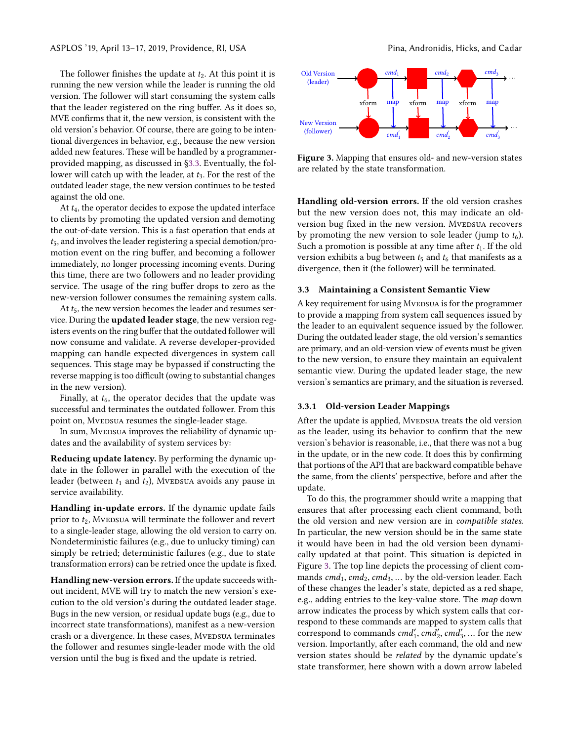The follower finishes the update at $t_2$. At this point it is running the new version while the leader is running the old version. The follower will start consuming the system calls that the leader registered on the ring buffer. As it does so, MVE confirms that it, the new version, is consistent with the old version's behavior. Of course, there are going to be intentional divergences in behavior, e.g., because the new version added new features. These will be handled by a programmer-provided mapping, as discussed in §3.3. Eventually, the follower will catch up with the leader, at $t_3$. For the rest of the outdated leader stage, the new version continues to be tested against the old one.

At $t_4$, the operator decides to expose the updated interface to clients by promoting the updated version and demoting the out-of-date version. This is a fast operation that ends at $t_5$, and involves the leader registering a special demotion/promotion event on the ring buffer, and becoming a follower immediately, no longer processing incoming events. During this time, there are two followers and no leader providing service. The usage of the ring buffer drops to zero as the new-version follower consumes the remaining system calls.

At $t_5$, the new version becomes the leader and resumes service. During the **updated leader stage**, the new version registers events on the ring buffer that the outdated follower will now consume and validate. A reverse developer-provided mapping can handle expected divergences in system call sequences. This stage may be bypassed if constructing the reverse mapping is too difficult (owing to substantial changes in the new version).

Finally, at $t_6$, the operator decides that the update was successful and terminates the outdated follower. From this point on, MVEDSUA resumes the single-leader stage.

In sum, MVEDSUA improves the reliability of dynamic updates and the availability of system services by:

**Reducing update latency.** By performing the dynamic update in the follower in parallel with the execution of the leader (between $t_1$ and $t_2$), MVEDSUA avoids any pause in service availability.

**Handling in-update errors.** If the dynamic update fails prior to $t_2$, MVEDSUA will terminate the follower and revert to a single-leader stage, allowing the old version to carry on. Nondeterministic failures (e.g., due to unlucky timing) can simply be retried; deterministic failures (e.g., due to state transformation errors) can be retried once the update is fixed.

**Handling new-version errors.** If the update succeeds without incident, MVE will try to match the new version's execution to the old version's during the outdated leader stage. Bugs in the new version, or residual update bugs (e.g., due to incorrect state transformations), manifest as a new-version crash or a divergence. In these cases, MVEDSUA terminates the follower and resumes single-leader mode with the old version until the bug is fixed and the update is retried.

Figure 3. Mapping that ensures old- and new-version states are related by the state transformation.

**Handling old-version errors.** If the old version crashes but the new version does not, this may indicate an old-version bug fixed in the new version. MVEDSUA recovers by promoting the new version to sole leader (jump to $t_6$). Such a promotion is possible at any time after $t_1$. If the old version exhibits a bug between $t_5$ and $t_6$ that manifests as a divergence, then it (the follower) will be terminated.

### 3.3 Maintaining a Consistent Semantic View

A key requirement for using MVEDSUA is for the programmer to provide a mapping from system call sequences issued by the leader to an equivalent sequence issued by the follower. During the outdated leader stage, the old version's semantics are primary, and an old-version view of events must be given to the new version, to ensure they maintain an equivalent semantic view. During the updated leader stage, the new version's semantics are primary, and the situation is reversed.

#### 3.3.1 Old-version Leader Mappings

After the update is applied, MVEDSUA treats the old version as the leader, using its behavior to confirm that the new version's behavior is reasonable, i.e., that there was not a bug in the update, or in the new code. It does this by confirming that portions of the API that are backward compatible behave the same, from the clients' perspective, before and after the update.

To do this, the programmer should write a mapping that ensures that after processing each client command, both the old version and new version are in *compatible states*. In particular, the new version should be in the same state it would have been in had the old version been dynamically updated at that point. This situation is depicted in Figure 3. The top line depicts the processing of client commands $cmd_1$, $cmd_2$, $cmd_3$, ... by the old-version leader. Each of these changes the leader's state, depicted as a red shape, e.g., adding entries to the key-value store. The *map* down arrow indicates the process by which system calls that correspond to these commands are mapped to system calls that correspond to commands $cmd'_1$, $cmd'_2$, $cmd'_3$, ... for the new version. Importantly, after each command, the old and new version states should be *related* by the dynamic update's state transformer, here shown with a down arrow labeled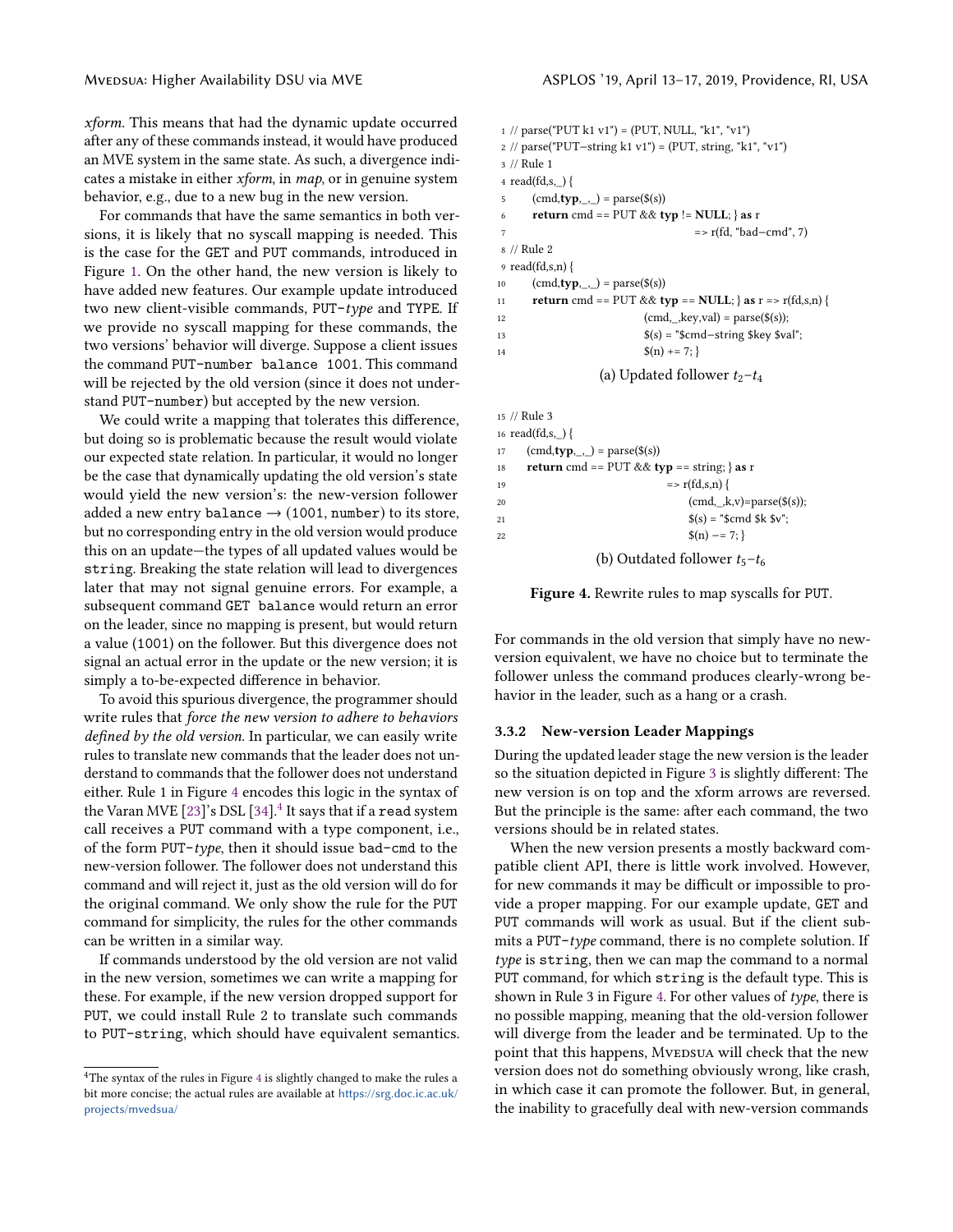*xform*. This means that had the dynamic update occurred after any of these commands instead, it would have produced an MVE system in the same state. As such, a divergence indicates a mistake in either *xform*, in *map*, or in genuine system behavior, e.g., due to a new bug in the new version.

For commands that have the same semantics in both versions, it is likely that no syscall mapping is needed. This is the case for the GET and PUT commands, introduced in Figure 1. On the other hand, the new version is likely to have added new features. Our example update introduced two new client-visible commands, PUT-*type* and TYPE. If we provide no syscall mapping for these commands, the two versions' behavior will diverge. Suppose a client issues the command `PUT-number balance 1001`. This command will be rejected by the old version (since it does not understand `PUT-number`) but accepted by the new version.

We could write a mapping that tolerates this difference, but doing so is problematic because the result would violate our expected state relation. In particular, it would no longer be the case that dynamically updating the old version's state would yield the new version's: the new-version follower added a new entry `balance` → (`1001`, `number`) to its store, but no corresponding entry in the old version would produce this on an update—the types of all updated values would be `string`. Breaking the state relation will lead to divergences later that may not signal genuine errors. For example, a subsequent command `GET balance` would return an error on the leader, since no mapping is present, but would return a value (`1001`) on the follower. But this divergence does not signal an actual error in the update or the new version; it is simply a to-be-expected difference in behavior.

To avoid this spurious divergence, the programmer should write rules that *force the new version to adhere to behaviors defined by the old version*. In particular, we can easily write rules to translate new commands that the leader does not understand to commands that the follower does not understand either. Rule 1 in Figure 4 encodes this logic in the syntax of the Varan MVE [23]'s DSL [34].[4] It says that if a `read` system call receives a PUT command with a type component, i.e., of the form PUT-*type*, then it should issue `bad-cmd` to the new-version follower. The follower does not understand this command and will reject it, just as the old version will do for the original command. We only show the rule for the PUT command for simplicity, the rules for the other commands can be written in a similar way.

If commands understood by the old version are not valid in the new version, sometimes we can write a mapping for these. For example, if the new version dropped support for PUT, we could install Rule 2 to translate such commands to `PUT-string`, which should have equivalent semantics.

[4]The syntax of the rules in Figure 4 is slightly changed to make the rules a bit more concise; the actual rules are available at https://srg.doc.ic.ac.uk/projects/mvedsua/

```
1  // parse("PUT k1 v1") = (PUT, NULL, "k1", "v1")
2  // parse("PUT−string k1 v1") = (PUT, string, "k1", "v1")
3  // Rule 1
4  read(fd,s,_) {
5      (cmd,typ,_,_) = parse($(s))
6      return cmd == PUT && typ != NULL; } as r
7                                      => r(fd, "bad−cmd", 7)
8  // Rule 2
9  read(fd,s,n) {
10     (cmd,typ,_,_) = parse($(s))
11     return cmd == PUT && typ == NULL; } as r => r(fd,s,n) {
12                         (cmd,_,key,val) = parse($(s));
13                         $(s) = "$cmd−string $key $val";
14                         $(n) += 7; }
```

(a) Updated follower $t_2$–$t_4$

```
15 // Rule 3
16 read(fd,s,_) {
17     (cmd,typ,_,_) = parse($(s))
18     return cmd == PUT && typ == string; } as r
19                             => r(fd,s,n) {
20                                 (cmd,_,k,v)=parse($(s));
21                                 $(s) = "$cmd $k $v";
22                                 $(n) −= 7; }
```

(b) Outdated follower $t_5$–$t_6$

**Figure 4.** Rewrite rules to map syscalls for PUT.

For commands in the old version that simply have no new-version equivalent, we have no choice but to terminate the follower unless the command produces clearly-wrong behavior in the leader, such as a hang or a crash.

### 3.3.2 New-version Leader Mappings

During the updated leader stage the new version is the leader so the situation depicted in Figure 3 is slightly different: The new version is on top and the xform arrows are reversed. But the principle is the same: after each command, the two versions should be in related states.

When the new version presents a mostly backward compatible client API, there is little work involved. However, for new commands it may be difficult or impossible to provide a proper mapping. For our example update, GET and PUT commands will work as usual. But if the client submits a PUT-*type* command, there is no complete solution. If *type* is `string`, then we can map the command to a normal PUT command, for which `string` is the default type. This is shown in Rule 3 in Figure 4. For other values of *type*, there is no possible mapping, meaning that the old-version follower will diverge from the leader and be terminated. Up to the point that this happens, Mvedsua will check that the new version does not do something obviously wrong, like crash, in which case it can promote the follower. But, in general, the inability to gracefully deal with new-version commands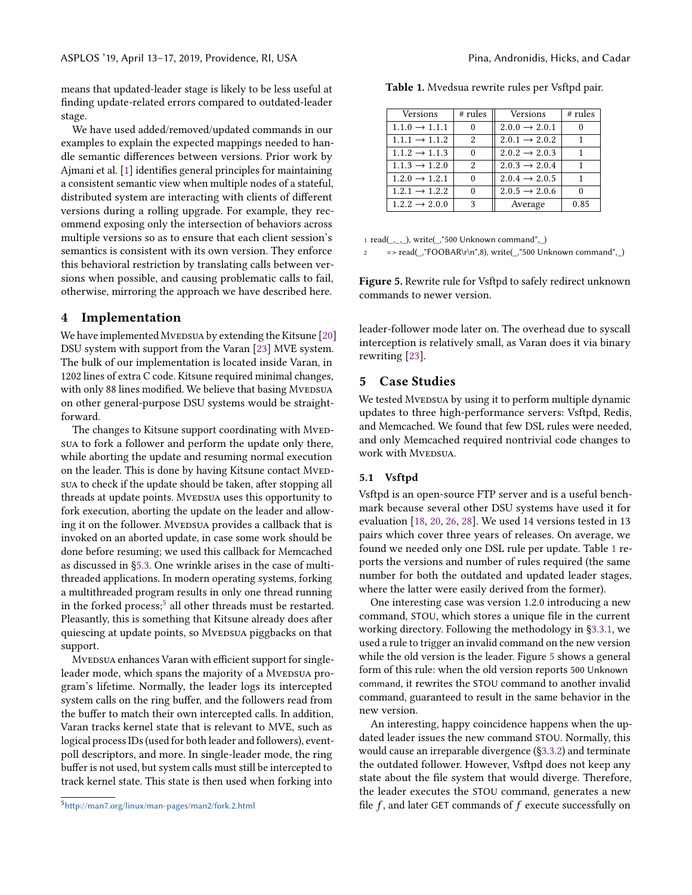means that updated-leader stage is likely to be less useful at finding update-related errors compared to outdated-leader stage.

We have used added/removed/updated commands in our examples to explain the expected mappings needed to handle semantic differences between versions. Prior work by Ajmani et al. [1] identifies general principles for maintaining a consistent semantic view when multiple nodes of a stateful, distributed system are interacting with clients of different versions during a rolling upgrade. For example, they recommend exposing only the intersection of behaviors across multiple versions so as to ensure that each client session's semantics is consistent with its own version. They enforce this behavioral restriction by translating calls between versions when possible, and causing problematic calls to fail, otherwise, mirroring the approach we have described here.

## 4 Implementation

We have implemented Mvedsua by extending the Kitsune [20] DSU system with support from the Varan [23] MVE system. The bulk of our implementation is located inside Varan, in 1202 lines of extra C code. Kitsune required minimal changes, with only 88 lines modified. We believe that basing Mvedsua on other general-purpose DSU systems would be straightforward.

The changes to Kitsune support coordinating with Mvedsua to fork a follower and perform the update only there, while aborting the update and resuming normal execution on the leader. This is done by having Kitsune contact Mvedsua to check if the update should be taken, after stopping all threads at update points. Mvedsua uses this opportunity to fork execution, aborting the update on the leader and allowing it on the follower. Mvedsua provides a callback that is invoked on an aborted update, in case some work should be done before resuming; we used this callback for Memcached as discussed in §5.3. One wrinkle arises in the case of multithreaded applications. In modern operating systems, forking a multithreaded program results in only one thread running in the forked process;[5] all other threads must be restarted. Pleasantly, this is something that Kitsune already does after quiescing at update points, so Mvedsua piggbacks on that support.

Mvedsua enhances Varan with efficient support for single-leader mode, which spans the majority of a Mvedsua program's lifetime. Normally, the leader logs its intercepted system calls on the ring buffer, and the followers read from the buffer to match their own intercepted calls. In addition, Varan tracks kernel state that is relevant to MVE, such as logical process IDs (used for both leader and followers), event-poll descriptors, and more. In single-leader mode, the ring buffer is not used, but system calls must still be intercepted to track kernel state. This state is then used when forking into leader-follower mode later on. The overhead due to syscall interception is relatively small, as Varan does it via binary rewriting [23].

[5] http://man7.org/linux/man-pages/man2/fork.2.html

**Table 1.** Mvedsua rewrite rules per Vsftpd pair.

| Versions | # rules | Versions | # rules |
|---|---|---|---|
| 1.1.0 → 1.1.1 | 0 | 2.0.0 → 2.0.1 | 0 |
| 1.1.1 → 1.1.2 | 2 | 2.0.1 → 2.0.2 | 1 |
| 1.1.2 → 1.1.3 | 0 | 2.0.2 → 2.0.3 | 1 |
| 1.1.3 → 1.2.0 | 2 | 2.0.3 → 2.0.4 | 1 |
| 1.2.0 → 1.2.1 | 0 | 2.0.4 → 2.0.5 | 1 |
| 1.2.1 → 1.2.2 | 0 | 2.0.5 → 2.0.6 | 0 |
| 1.2.2 → 2.0.0 | 3 | Average | 0.85 |

```
1 read(_,_,_), write(_,"500 Unknown command",_)
2     => read(_,"FOOBAR\r\n",8), write(_,"500 Unknown command",_)
```

**Figure 5.** Rewrite rule for Vsftpd to safely redirect unknown commands to newer version.

## 5 Case Studies

We tested Mvedsua by using it to perform multiple dynamic updates to three high-performance servers: Vsftpd, Redis, and Memcached. We found that few DSL rules were needed, and only Memcached required nontrivial code changes to work with Mvedsua.

### 5.1 Vsftpd

Vsftpd is an open-source FTP server and is a useful benchmark because several other DSU systems have used it for evaluation [18, 20, 26, 28]. We used 14 versions tested in 13 pairs which cover three years of releases. On average, we found we needed only one DSL rule per update. Table 1 reports the versions and number of rules required (the same number for both the outdated and updated leader stages, where the latter were easily derived from the former).

One interesting case was version 1.2.0 introducing a new command, STOU, which stores a unique file in the current working directory. Following the methodology in §3.3.1, we used a rule to trigger an invalid command on the new version while the old version is the leader. Figure 5 shows a general form of this rule: when the old version reports 500 Unknown command, it rewrites the STOU command to another invalid command, guaranteed to result in the same behavior in the new version.

An interesting, happy coincidence happens when the updated leader issues the new command STOU. Normally, this would cause an irreparable divergence (§3.3.2) and terminate the outdated follower. However, Vsftpd does not keep any state about the file system that would diverge. Therefore, the leader executes the STOU command, generates a new file $f$, and later GET commands of $f$ execute successfully on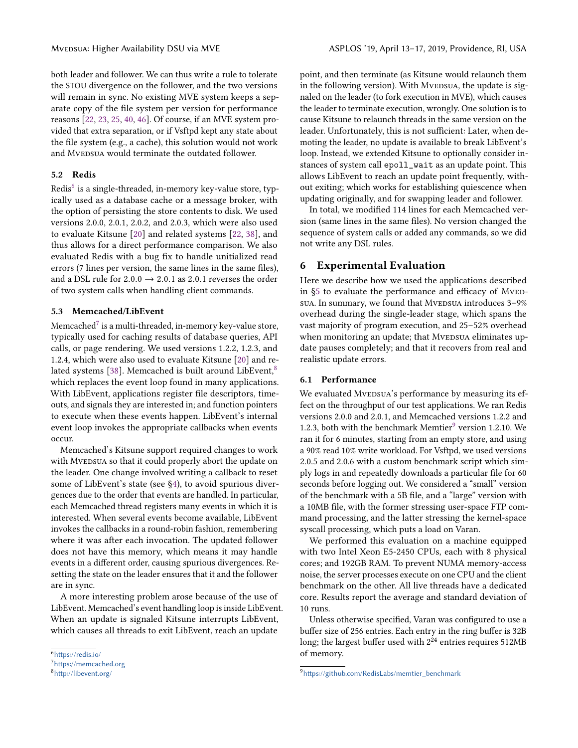both leader and follower. We can thus write a rule to tolerate the STOU divergence on the follower, and the two versions will remain in sync. No existing MVE system keeps a separate copy of the file system per version for performance reasons [22, 23, 25, 40, 46]. Of course, if an MVE system provided that extra separation, or if Vsftpd kept any state about the file system (e.g., a cache), this solution would not work and Mvedsua would terminate the outdated follower.

### 5.2 Redis

Redis[6] is a single-threaded, in-memory key-value store, typically used as a database cache or a message broker, with the option of persisting the store contents to disk. We used versions 2.0.0, 2.0.1, 2.0.2, and 2.0.3, which were also used to evaluate Kitsune [20] and related systems [22, 38], and thus allows for a direct performance comparison. We also evaluated Redis with a bug fix to handle unitialized read errors (7 lines per version, the same lines in the same files), and a DSL rule for 2.0.0 → 2.0.1 as 2.0.1 reverses the order of two system calls when handling client commands.

### 5.3 Memcached/LibEvent

Memcached[7] is a multi-threaded, in-memory key-value store, typically used for caching results of database queries, API calls, or page rendering. We used versions 1.2.2, 1.2.3, and 1.2.4, which were also used to evaluate Kitsune [20] and related systems [38]. Memcached is built around LibEvent,[8] which replaces the event loop found in many applications. With LibEvent, applications register file descriptors, timeouts, and signals they are interested in; and function pointers to execute when these events happen. LibEvent's internal event loop invokes the appropriate callbacks when events occur.

Memcached's Kitsune support required changes to work with Mvedsua so that it could properly abort the update on the leader. One change involved writing a callback to reset some of LibEvent's state (see §4), to avoid spurious divergences due to the order that events are handled. In particular, each Memcached thread registers many events in which it is interested. When several events become available, LibEvent invokes the callbacks in a round-robin fashion, remembering where it was after each invocation. The updated follower does not have this memory, which means it may handle events in a different order, causing spurious divergences. Resetting the state on the leader ensures that it and the follower are in sync.

A more interesting problem arose because of the use of LibEvent. Memcached's event handling loop is inside LibEvent. When an update is signaled Kitsune interrupts LibEvent, which causes all threads to exit LibEvent, reach an update point, and then terminate (as Kitsune would relaunch them in the following version). With Mvedsua, the update is signaled on the leader (to fork execution in MVE), which causes the leader to terminate execution, wrongly. One solution is to cause Kitsune to relaunch threads in the same version on the leader. Unfortunately, this is not sufficient: Later, when demoting the leader, no update is available to break LibEvent's loop. Instead, we extended Kitsune to optionally consider instances of system call `epoll_wait` as an update point. This allows LibEvent to reach an update point frequently, without exiting; which works for establishing quiescence when updating originally, and for swapping leader and follower.

In total, we modified 114 lines for each Memcached version (same lines in the same files). No version changed the sequence of system calls or added any commands, so we did not write any DSL rules.

## 6 Experimental Evaluation

Here we describe how we used the applications described in §5 to evaluate the performance and efficacy of Mvedsua. In summary, we found that Mvedsua introduces 3–9% overhead during the single-leader stage, which spans the vast majority of program execution, and 25–52% overhead when monitoring an update; that Mvedsua eliminates update pauses completely; and that it recovers from real and realistic update errors.

### 6.1 Performance

We evaluated Mvedsua's performance by measuring its effect on the throughput of our test applications. We ran Redis versions 2.0.0 and 2.0.1, and Memcached versions 1.2.2 and 1.2.3, both with the benchmark Memtier[9] version 1.2.10. We ran it for 6 minutes, starting from an empty store, and using a 90% read 10% write workload. For Vsftpd, we used versions 2.0.5 and 2.0.6 with a custom benchmark script which simply logs in and repeatedly downloads a particular file for 60 seconds before logging out. We considered a "small" version of the benchmark with a 5B file, and a "large" version with a 10MB file, with the former stressing user-space FTP command processing, and the latter stressing the kernel-space syscall processing, which puts a load on Varan.

We performed this evaluation on a machine equipped with two Intel Xeon E5-2450 CPUs, each with 8 physical cores; and 192GB RAM. To prevent NUMA memory-access noise, the server processes execute on one CPU and the client benchmark on the other. All live threads have a dedicated core. Results report the average and standard deviation of 10 runs.

Unless otherwise specified, Varan was configured to use a buffer size of 256 entries. Each entry in the ring buffer is 32B long; the largest buffer used with $2^{24}$ entries requires 512MB of memory.

[6] https://redis.io/

[7] https://memcached.org

[8] http://libevent.org/

[9] https://github.com/RedisLabs/memtier_benchmark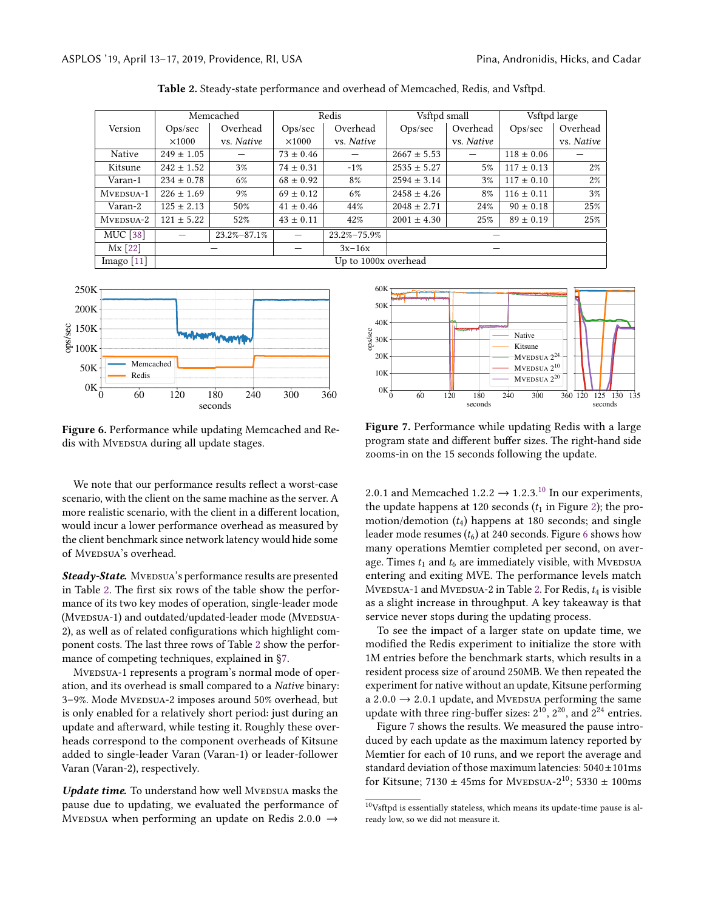**Table 2.** Steady-state performance and overhead of Memcached, Redis, and Vsftpd.

| Version | Memcached | | Redis | | Vsftpd small | | Vsftpd large | |
|---|---|---|---|---|---|---|---|---|
| | Ops/sec ×1000 | Overhead vs. *Native* | Ops/sec ×1000 | Overhead vs. *Native* | Ops/sec | Overhead vs. *Native* | Ops/sec | Overhead vs. *Native* |
| Native | 249 ± 1.05 | — | 73 ± 0.46 | — | 2667 ± 5.53 | — | 118 ± 0.06 | — |
| Kitsune | 242 ± 1.52 | 3% | 74 ± 0.31 | -1% | 2535 ± 5.27 | 5% | 117 ± 0.13 | 2% |
| Varan-1 | 234 ± 0.78 | 6% | 68 ± 0.92 | 8% | 2594 ± 3.14 | 3% | 117 ± 0.10 | 2% |
| MVEDSUA-1 | 226 ± 1.69 | 9% | 69 ± 0.12 | 6% | 2458 ± 4.26 | 8% | 116 ± 0.11 | 3% |
| Varan-2 | 125 ± 2.13 | 50% | 41 ± 0.46 | 44% | 2048 ± 2.71 | 24% | 90 ± 0.18 | 25% |
| MVEDSUA-2 | 121 ± 5.22 | 52% | 43 ± 0.11 | 42% | 2001 ± 4.30 | 25% | 89 ± 0.19 | 25% |
| MUC [38] | — | 23.2%–87.1% | — | 23.2%–75.9% | — | | | |
| Mx [22] | — | | — | 3x–16x | — | | | |
| Imago [11] | Up to 1000x overhead | | | | | | | |

**Figure 6.** Performance while updating Memcached and Redis with MVEDSUA during all update stages.

**Figure 7.** Performance while updating Redis with a large program state and different buffer sizes. The right-hand side zooms-in on the 15 seconds following the update.

We note that our performance results reflect a worst-case scenario, with the client on the same machine as the server. A more realistic scenario, with the client in a different location, would incur a lower performance overhead as measured by the client benchmark since network latency would hide some of MVEDSUA's overhead.

***Steady-State.*** MVEDSUA's performance results are presented in Table 2. The first six rows of the table show the performance of its two key modes of operation, single-leader mode (MVEDSUA-1) and outdated/updated-leader mode (MVEDSUA-2), as well as of related configurations which highlight component costs. The last three rows of Table 2 show the performance of competing techniques, explained in §7.

MVEDSUA-1 represents a program's normal mode of operation, and its overhead is small compared to a *Native* binary: 3–9%. Mode MVEDSUA-2 imposes around 50% overhead, but is only enabled for a relatively short period: just during an update and afterward, while testing it. Roughly these overheads correspond to the component overheads of Kitsune added to single-leader Varan (Varan-1) or leader-follower Varan (Varan-2), respectively.

***Update time.*** To understand how well MVEDSUA masks the pause due to updating, we evaluated the performance of MVEDSUA when performing an update on Redis 2.0.0 → 2.0.1 and Memcached 1.2.2 → 1.2.3.[10] In our experiments, the update happens at 120 seconds ($t_1$ in Figure 2); the promotion/demotion ($t_4$) happens at 180 seconds; and single leader mode resumes ($t_6$) at 240 seconds. Figure 6 shows how many operations Memtier completed per second, on average. Times $t_1$ and $t_6$ are immediately visible, with MVEDSUA entering and exiting MVE. The performance levels match MVEDSUA-1 and MVEDSUA-2 in Table 2. For Redis, $t_4$ is visible as a slight increase in throughput. A key takeaway is that service never stops during the updating process.

To see the impact of a larger state on update time, we modified the Redis experiment to initialize the store with 1M entries before the benchmark starts, which results in a resident process size of around 250MB. We then repeated the experiment for native without an update, Kitsune performing a 2.0.0 → 2.0.1 update, and MVEDSUA performing the same update with three ring-buffer sizes: $2^{10}$, $2^{20}$, and $2^{24}$ entries.

Figure 7 shows the results. We measured the pause introduced by each update as the maximum latency reported by Memtier for each of 10 runs, and we report the average and standard deviation of those maximum latencies: 5040±101ms for Kitsune; 7130 ± 45ms for MVEDSUA-$2^{10}$; 5330 ± 100ms

[10] Vsftpd is essentially stateless, which means its update-time pause is already low, so we did not measure it.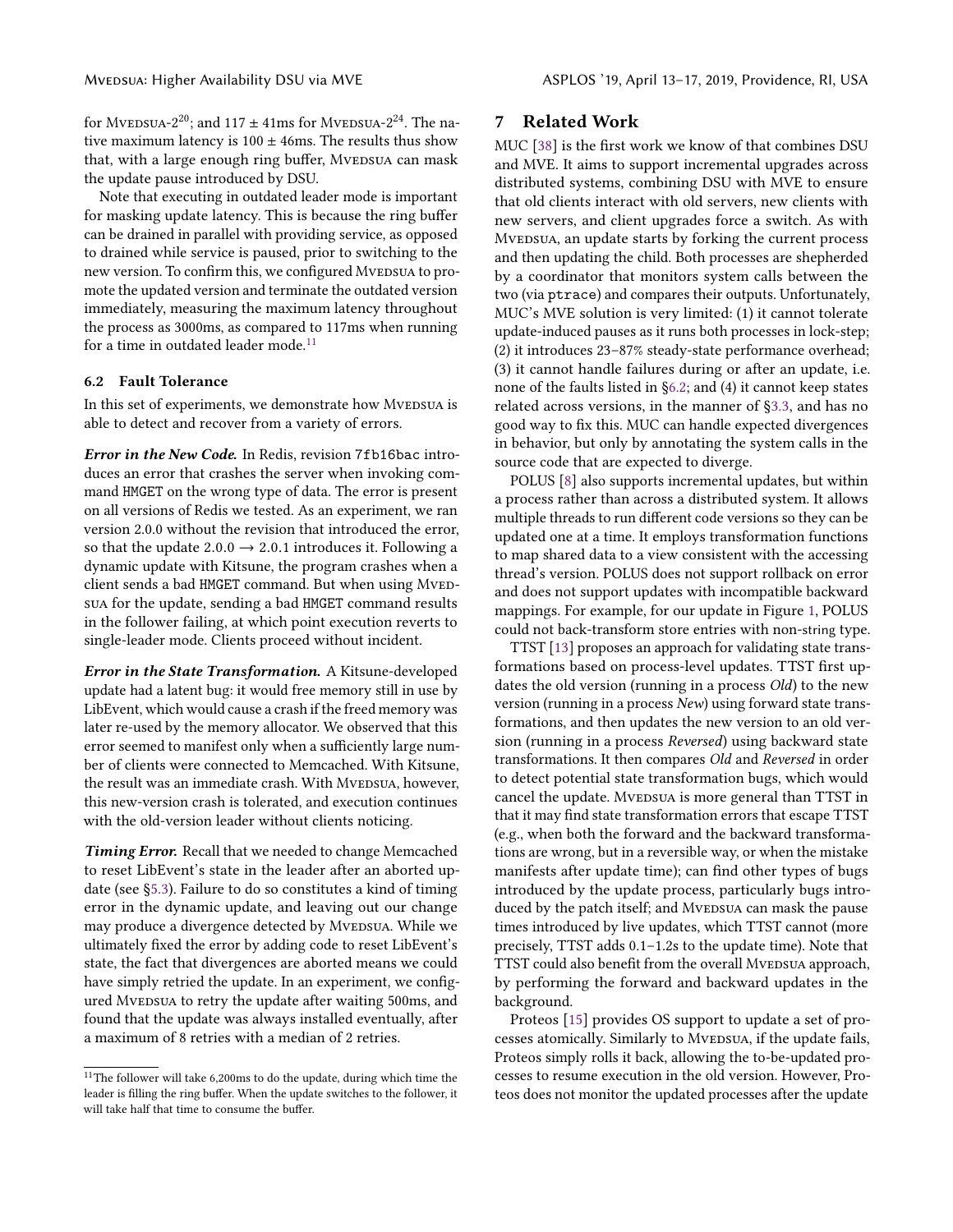for Mvedsua-$2^{20}$; and 117 ± 41ms for Mvedsua-$2^{24}$. The native maximum latency is 100 ± 46ms. The results thus show that, with a large enough ring buffer, Mvedsua can mask the update pause introduced by DSU.

Note that executing in outdated leader mode is important for masking update latency. This is because the ring buffer can be drained in parallel with providing service, as opposed to drained while service is paused, prior to switching to the new version. To confirm this, we configured Mvedsua to promote the updated version and terminate the outdated version immediately, measuring the maximum latency throughout the process as 3000ms, as compared to 117ms when running for a time in outdated leader mode.[11]

### 6.2 Fault Tolerance

In this set of experiments, we demonstrate how Mvedsua is able to detect and recover from a variety of errors.

***Error in the New Code.*** In Redis, revision `7fb16bac` introduces an error that crashes the server when invoking command `HMGET` on the wrong type of data. The error is present on all versions of Redis we tested. As an experiment, we ran version 2.0.0 without the revision that introduced the error, so that the update 2.0.0 → 2.0.1 introduces it. Following a dynamic update with Kitsune, the program crashes when a client sends a bad `HMGET` command. But when using Mvedsua for the update, sending a bad `HMGET` command results in the follower failing, at which point execution reverts to single-leader mode. Clients proceed without incident.

***Error in the State Transformation.*** A Kitsune-developed update had a latent bug: it would free memory still in use by LibEvent, which would cause a crash if the freed memory was later re-used by the memory allocator. We observed that this error seemed to manifest only when a sufficiently large number of clients were connected to Memcached. With Kitsune, the result was an immediate crash. With Mvedsua, however, this new-version crash is tolerated, and execution continues with the old-version leader without clients noticing.

***Timing Error.*** Recall that we needed to change Memcached to reset LibEvent's state in the leader after an aborted update (see §5.3). Failure to do so constitutes a kind of timing error in the dynamic update, and leaving out our change may produce a divergence detected by Mvedsua. While we ultimately fixed the error by adding code to reset LibEvent's state, the fact that divergences are aborted means we could have simply retried the update. In an experiment, we configured Mvedsua to retry the update after waiting 500ms, and found that the update was always installed eventually, after a maximum of 8 retries with a median of 2 retries.

[11] The follower will take 6,200ms to do the update, during which time the leader is filling the ring buffer. When the update switches to the follower, it will take half that time to consume the buffer.

## 7 Related Work

MUC [38] is the first work we know of that combines DSU and MVE. It aims to support incremental upgrades across distributed systems, combining DSU with MVE to ensure that old clients interact with old servers, new clients with new servers, and client upgrades force a switch. As with Mvedsua, an update starts by forking the current process and then updating the child. Both processes are shepherded by a coordinator that monitors system calls between the two (via `ptrace`) and compares their outputs. Unfortunately, MUC's MVE solution is very limited: (1) it cannot tolerate update-induced pauses as it runs both processes in lock-step; (2) it introduces 23–87% steady-state performance overhead; (3) it cannot handle failures during or after an update, i.e. none of the faults listed in §6.2; and (4) it cannot keep states related across versions, in the manner of §3.3, and has no good way to fix this. MUC can handle expected divergences in behavior, but only by annotating the system calls in the source code that are expected to diverge.

POLUS [8] also supports incremental updates, but within a process rather than across a distributed system. It allows multiple threads to run different code versions so they can be updated one at a time. It employs transformation functions to map shared data to a view consistent with the accessing thread's version. POLUS does not support rollback on error and does not support updates with incompatible backward mappings. For example, for our update in Figure 1, POLUS could not back-transform store entries with non-string type.

TTST [13] proposes an approach for validating state transformations based on process-level updates. TTST first updates the old version (running in a process *Old*) to the new version (running in a process *New*) using forward state transformations, and then updates the new version to an old version (running in a process *Reversed*) using backward state transformations. It then compares *Old* and *Reversed* in order to detect potential state transformation bugs, which would cancel the update. Mvedsua is more general than TTST in that it may find state transformation errors that escape TTST (e.g., when both the forward and the backward transformations are wrong, but in a reversible way, or when the mistake manifests after update time); can find other types of bugs introduced by the update process, particularly bugs introduced by the patch itself; and Mvedsua can mask the pause times introduced by live updates, which TTST cannot (more precisely, TTST adds 0.1–1.2s to the update time). Note that TTST could also benefit from the overall Mvedsua approach, by performing the forward and backward updates in the background.

Proteos [15] provides OS support to update a set of processes atomically. Similarly to Mvedsua, if the update fails, Proteos simply rolls it back, allowing the to-be-updated processes to resume execution in the old version. However, Proteos does not monitor the updated processes after the update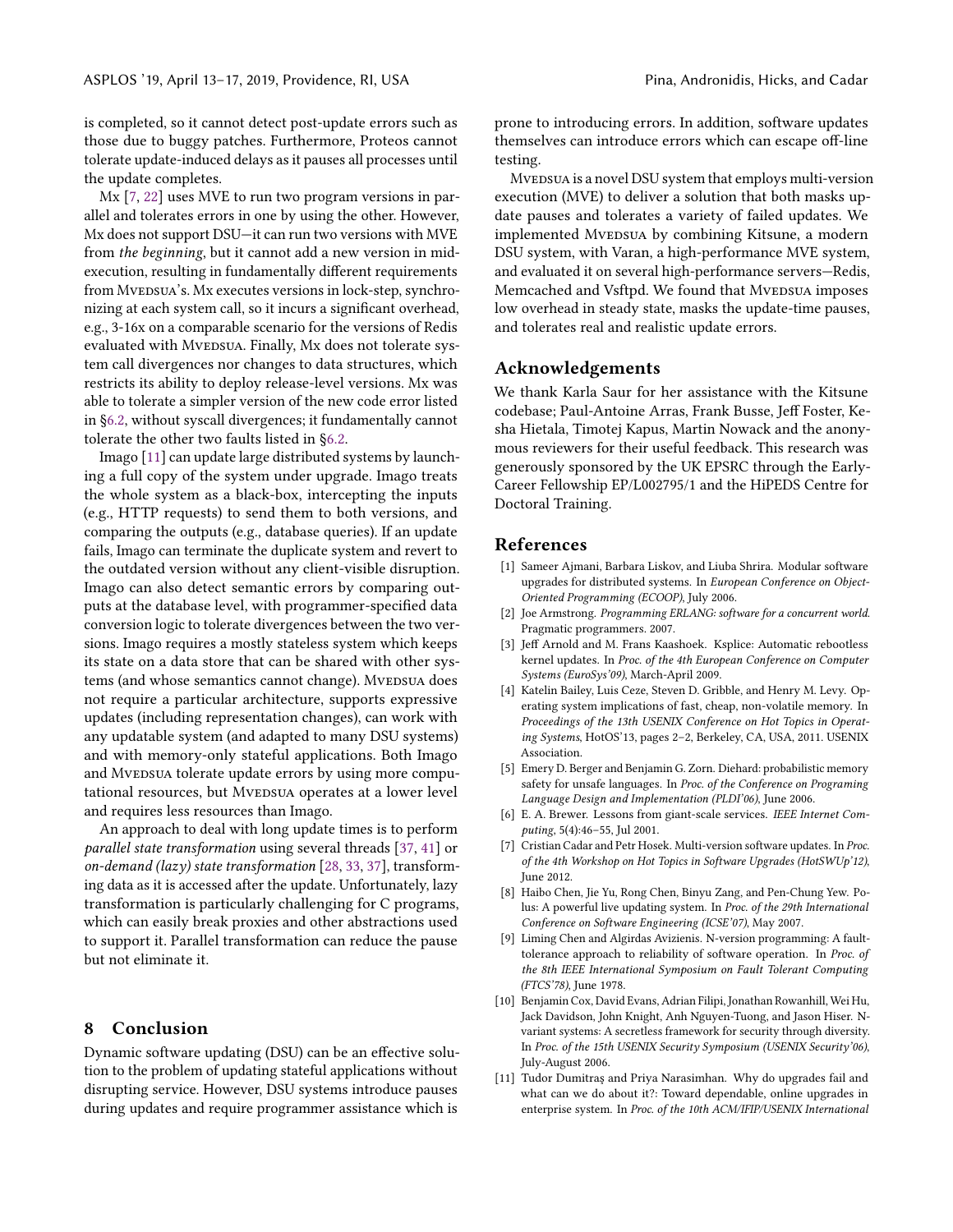is completed, so it cannot detect post-update errors such as those due to buggy patches. Furthermore, Proteos cannot tolerate update-induced delays as it pauses all processes until the update completes.

Mx [7, 22] uses MVE to run two program versions in parallel and tolerates errors in one by using the other. However, Mx does not support DSU—it can run two versions with MVE from *the beginning*, but it cannot add a new version in mid-execution, resulting in fundamentally different requirements from Mvedsua's. Mx executes versions in lock-step, synchronizing at each system call, so it incurs a significant overhead, e.g., 3-16x on a comparable scenario for the versions of Redis evaluated with Mvedsua. Finally, Mx does not tolerate system call divergences nor changes to data structures, which restricts its ability to deploy release-level versions. Mx was able to tolerate a simpler version of the new code error listed in §6.2, without syscall divergences; it fundamentally cannot tolerate the other two faults listed in §6.2.

Imago [11] can update large distributed systems by launching a full copy of the system under upgrade. Imago treats the whole system as a black-box, intercepting the inputs (e.g., HTTP requests) to send them to both versions, and comparing the outputs (e.g., database queries). If an update fails, Imago can terminate the duplicate system and revert to the outdated version without any client-visible disruption. Imago can also detect semantic errors by comparing outputs at the database level, with programmer-specified data conversion logic to tolerate divergences between the two versions. Imago requires a mostly stateless system which keeps its state on a data store that can be shared with other systems (and whose semantics cannot change). Mvedsua does not require a particular architecture, supports expressive updates (including representation changes), can work with any updatable system (and adapted to many DSU systems) and with memory-only stateful applications. Both Imago and Mvedsua tolerate update errors by using more computational resources, but Mvedsua operates at a lower level and requires less resources than Imago.

An approach to deal with long update times is to perform *parallel state transformation* using several threads [37, 41] or *on-demand (lazy) state transformation* [28, 33, 37], transforming data as it is accessed after the update. Unfortunately, lazy transformation is particularly challenging for C programs, which can easily break proxies and other abstractions used to support it. Parallel transformation can reduce the pause but not eliminate it.

## 8 Conclusion

Dynamic software updating (DSU) can be an effective solution to the problem of updating stateful applications without disrupting service. However, DSU systems introduce pauses during updates and require programmer assistance which is prone to introducing errors. In addition, software updates themselves can introduce errors which can escape off-line testing.

Mvedsua is a novel DSU system that employs multi-version execution (MVE) to deliver a solution that both masks update pauses and tolerates a variety of failed updates. We implemented Mvedsua by combining Kitsune, a modern DSU system, with Varan, a high-performance MVE system, and evaluated it on several high-performance servers—Redis, Memcached and Vsftpd. We found that Mvedsua imposes low overhead in steady state, masks the update-time pauses, and tolerates real and realistic update errors.

## Acknowledgements

We thank Karla Saur for her assistance with the Kitsune codebase; Paul-Antoine Arras, Frank Busse, Jeff Foster, Kesha Hietala, Timotej Kapus, Martin Nowack and the anonymous reviewers for their useful feedback. This research was generously sponsored by the UK EPSRC through the Early-Career Fellowship EP/L002795/1 and the HiPEDS Centre for Doctoral Training.

## References

[1] Sameer Ajmani, Barbara Liskov, and Liuba Shrira. Modular software upgrades for distributed systems. In *European Conference on Object-Oriented Programming (ECOOP)*, July 2006.

[2] Joe Armstrong. *Programming ERLANG: software for a concurrent world.* Pragmatic programmers. 2007.

[3] Jeff Arnold and M. Frans Kaashoek. Ksplice: Automatic rebootless kernel updates. In *Proc. of the 4th European Conference on Computer Systems (EuroSys'09)*, March-April 2009.

[4] Katelin Bailey, Luis Ceze, Steven D. Gribble, and Henry M. Levy. Operating system implications of fast, cheap, non-volatile memory. In *Proceedings of the 13th USENIX Conference on Hot Topics in Operating Systems*, HotOS'13, pages 2–2, Berkeley, CA, USA, 2011. USENIX Association.

[5] Emery D. Berger and Benjamin G. Zorn. Diehard: probabilistic memory safety for unsafe languages. In *Proc. of the Conference on Programing Language Design and Implementation (PLDI'06)*, June 2006.

[6] E. A. Brewer. Lessons from giant-scale services. *IEEE Internet Computing*, 5(4):46–55, Jul 2001.

[7] Cristian Cadar and Petr Hosek. Multi-version software updates. In *Proc. of the 4th Workshop on Hot Topics in Software Upgrades (HotSWUp'12)*, June 2012.

[8] Haibo Chen, Jie Yu, Rong Chen, Binyu Zang, and Pen-Chung Yew. Polus: A powerful live updating system. In *Proc. of the 29th International Conference on Software Engineering (ICSE'07)*, May 2007.

[9] Liming Chen and Algirdas Avizienis. N-version programming: A fault-tolerance approach to reliability of software operation. In *Proc. of the 8th IEEE International Symposium on Fault Tolerant Computing (FTCS'78)*, June 1978.

[10] Benjamin Cox, David Evans, Adrian Filipi, Jonathan Rowanhill, Wei Hu, Jack Davidson, John Knight, Anh Nguyen-Tuong, and Jason Hiser. N-variant systems: A secretless framework for security through diversity. In *Proc. of the 15th USENIX Security Symposium (USENIX Security'06)*, July-August 2006.

[11] Tudor Dumitraş and Priya Narasimhan. Why do upgrades fail and what can we do about it?: Toward dependable, online upgrades in enterprise system. In *Proc. of the 10th ACM/IFIP/USENIX International*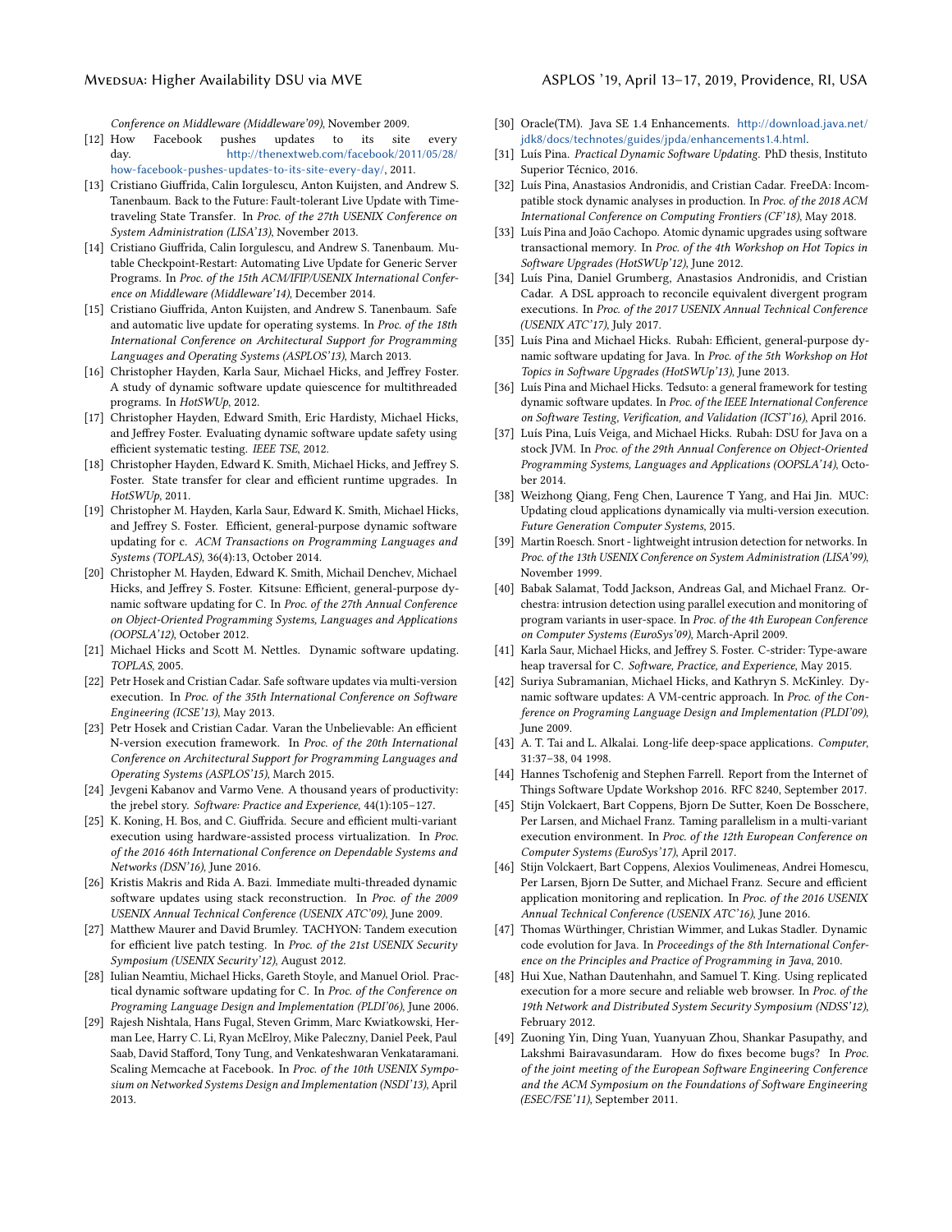Conference on Middleware (Middleware'09)*, November 2009.

[12] How Facebook pushes updates to its site every day. http://thenextweb.com/facebook/2011/05/28/how-facebook-pushes-updates-to-its-site-every-day/, 2011.

[13] Cristiano Giuffrida, Calin Iorgulescu, Anton Kuijsten, and Andrew S. Tanenbaum. Back to the Future: Fault-tolerant Live Update with Time-traveling State Transfer. In *Proc. of the 27th USENIX Conference on System Administration (LISA'13)*, November 2013.

[14] Cristiano Giuffrida, Calin Iorgulescu, and Andrew S. Tanenbaum. Mutable Checkpoint-Restart: Automating Live Update for Generic Server Programs. In *Proc. of the 15th ACM/IFIP/USENIX International Conference on Middleware (Middleware'14)*, December 2014.

[15] Cristiano Giuffrida, Anton Kuijsten, and Andrew S. Tanenbaum. Safe and automatic live update for operating systems. In *Proc. of the 18th International Conference on Architectural Support for Programming Languages and Operating Systems (ASPLOS'13)*, March 2013.

[16] Christopher Hayden, Karla Saur, Michael Hicks, and Jeffrey Foster. A study of dynamic software update quiescence for multithreaded programs. In *HotSWUp*, 2012.

[17] Christopher Hayden, Edward Smith, Eric Hardisty, Michael Hicks, and Jeffrey Foster. Evaluating dynamic software update safety using efficient systematic testing. *IEEE TSE*, 2012.

[18] Christopher Hayden, Edward K. Smith, Michael Hicks, and Jeffrey S. Foster. State transfer for clear and efficient runtime upgrades. In *HotSWUp*, 2011.

[19] Christopher M. Hayden, Karla Saur, Edward K. Smith, Michael Hicks, and Jeffrey S. Foster. Efficient, general-purpose dynamic software updating for c. *ACM Transactions on Programming Languages and Systems (TOPLAS)*, 36(4):13, October 2014.

[20] Christopher M. Hayden, Edward K. Smith, Michail Denchev, Michael Hicks, and Jeffrey S. Foster. Kitsune: Efficient, general-purpose dynamic software updating for C. In *Proc. of the 27th Annual Conference on Object-Oriented Programming Systems, Languages and Applications (OOPSLA'12)*, October 2012.

[21] Michael Hicks and Scott M. Nettles. Dynamic software updating. *TOPLAS*, 2005.

[22] Petr Hosek and Cristian Cadar. Safe software updates via multi-version execution. In *Proc. of the 35th International Conference on Software Engineering (ICSE'13)*, May 2013.

[23] Petr Hosek and Cristian Cadar. Varan the Unbelievable: An efficient N-version execution framework. In *Proc. of the 20th International Conference on Architectural Support for Programming Languages and Operating Systems (ASPLOS'15)*, March 2015.

[24] Jevgeni Kabanov and Varmo Vene. A thousand years of productivity: the jrebel story. *Software: Practice and Experience*, 44(1):105–127.

[25] K. Koning, H. Bos, and C. Giuffrida. Secure and efficient multi-variant execution using hardware-assisted process virtualization. In *Proc. of the 2016 46th International Conference on Dependable Systems and Networks (DSN'16)*, June 2016.

[26] Kristis Makris and Rida A. Bazi. Immediate multi-threaded dynamic software updates using stack reconstruction. In *Proc. of the 2009 USENIX Annual Technical Conference (USENIX ATC'09)*, June 2009.

[27] Matthew Maurer and David Brumley. TACHYON: Tandem execution for efficient live patch testing. In *Proc. of the 21st USENIX Security Symposium (USENIX Security'12)*, August 2012.

[28] Iulian Neamtiu, Michael Hicks, Gareth Stoyle, and Manuel Oriol. Practical dynamic software updating for C. In *Proc. of the Conference on Programing Language Design and Implementation (PLDI'06)*, June 2006.

[29] Rajesh Nishtala, Hans Fugal, Steven Grimm, Marc Kwiatkowski, Herman Lee, Harry C. Li, Ryan McElroy, Mike Paleczny, Daniel Peek, Paul Saab, David Stafford, Tony Tung, and Venkateshwaran Venkataramani. Scaling Memcache at Facebook. In *Proc. of the 10th USENIX Symposium on Networked Systems Design and Implementation (NSDI'13)*, April 2013.

[30] Oracle(TM). Java SE 1.4 Enhancements. http://download.java.net/jdk8/docs/technotes/guides/jpda/enhancements1.4.html.

[31] Luís Pina. *Practical Dynamic Software Updating*. PhD thesis, Instituto Superior Técnico, 2016.

[32] Luís Pina, Anastasios Andronidis, and Cristian Cadar. FreeDA: Incompatible stock dynamic analyses in production. In *Proc. of the 2018 ACM International Conference on Computing Frontiers (CF'18)*, May 2018.

[33] Luís Pina and João Cachopo. Atomic dynamic upgrades using software transactional memory. In *Proc. of the 4th Workshop on Hot Topics in Software Upgrades (HotSWUp'12)*, June 2012.

[34] Luís Pina, Daniel Grumberg, Anastasios Andronidis, and Cristian Cadar. A DSL approach to reconcile equivalent divergent program executions. In *Proc. of the 2017 USENIX Annual Technical Conference (USENIX ATC'17)*, July 2017.

[35] Luís Pina and Michael Hicks. Rubah: Efficient, general-purpose dynamic software updating for Java. In *Proc. of the 5th Workshop on Hot Topics in Software Upgrades (HotSWUp'13)*, June 2013.

[36] Luís Pina and Michael Hicks. Tedsuto: a general framework for testing dynamic software updates. In *Proc. of the IEEE International Conference on Software Testing, Verification, and Validation (ICST'16)*, April 2016.

[37] Luís Pina, Luís Veiga, and Michael Hicks. Rubah: DSU for Java on a stock JVM. In *Proc. of the 29th Annual Conference on Object-Oriented Programming Systems, Languages and Applications (OOPSLA'14)*, October 2014.

[38] Weizhong Qiang, Feng Chen, Laurence T Yang, and Hai Jin. MUC: Updating cloud applications dynamically via multi-version execution. *Future Generation Computer Systems*, 2015.

[39] Martin Roesch. Snort - lightweight intrusion detection for networks. In *Proc. of the 13th USENIX Conference on System Administration (LISA'99)*, November 1999.

[40] Babak Salamat, Todd Jackson, Andreas Gal, and Michael Franz. Orchestra: intrusion detection using parallel execution and monitoring of program variants in user-space. In *Proc. of the 4th European Conference on Computer Systems (EuroSys'09)*, March-April 2009.

[41] Karla Saur, Michael Hicks, and Jeffrey S. Foster. C-strider: Type-aware heap traversal for C. *Software, Practice, and Experience*, May 2015.

[42] Suriya Subramanian, Michael Hicks, and Kathryn S. McKinley. Dynamic software updates: A VM-centric approach. In *Proc. of the Conference on Programing Language Design and Implementation (PLDI'09)*, June 2009.

[43] A. T. Tai and L. Alkalai. Long-life deep-space applications. *Computer*, 31:37–38, 04 1998.

[44] Hannes Tschofenig and Stephen Farrell. Report from the Internet of Things Software Update Workshop 2016. RFC 8240, September 2017.

[45] Stijn Volckaert, Bart Coppens, Bjorn De Sutter, Koen De Bosschere, Per Larsen, and Michael Franz. Taming parallelism in a multi-variant execution environment. In *Proc. of the 12th European Conference on Computer Systems (EuroSys'17)*, April 2017.

[46] Stijn Volckaert, Bart Coppens, Alexios Voulimeneas, Andrei Homescu, Per Larsen, Bjorn De Sutter, and Michael Franz. Secure and efficient application monitoring and replication. In *Proc. of the 2016 USENIX Annual Technical Conference (USENIX ATC'16)*, June 2016.

[47] Thomas Würthinger, Christian Wimmer, and Lukas Stadler. Dynamic code evolution for Java. In *Proceedings of the 8th International Conference on the Principles and Practice of Programming in Java*, 2010.

[48] Hui Xue, Nathan Dautenhahn, and Samuel T. King. Using replicated execution for a more secure and reliable web browser. In *Proc. of the 19th Network and Distributed System Security Symposium (NDSS'12)*, February 2012.

[49] Zuoning Yin, Ding Yuan, Yuanyuan Zhou, Shankar Pasupathy, and Lakshmi Bairavasundaram. How do fixes become bugs? In *Proc. of the joint meeting of the European Software Engineering Conference and the ACM Symposium on the Foundations of Software Engineering (ESEC/FSE'11)*, September 2011.